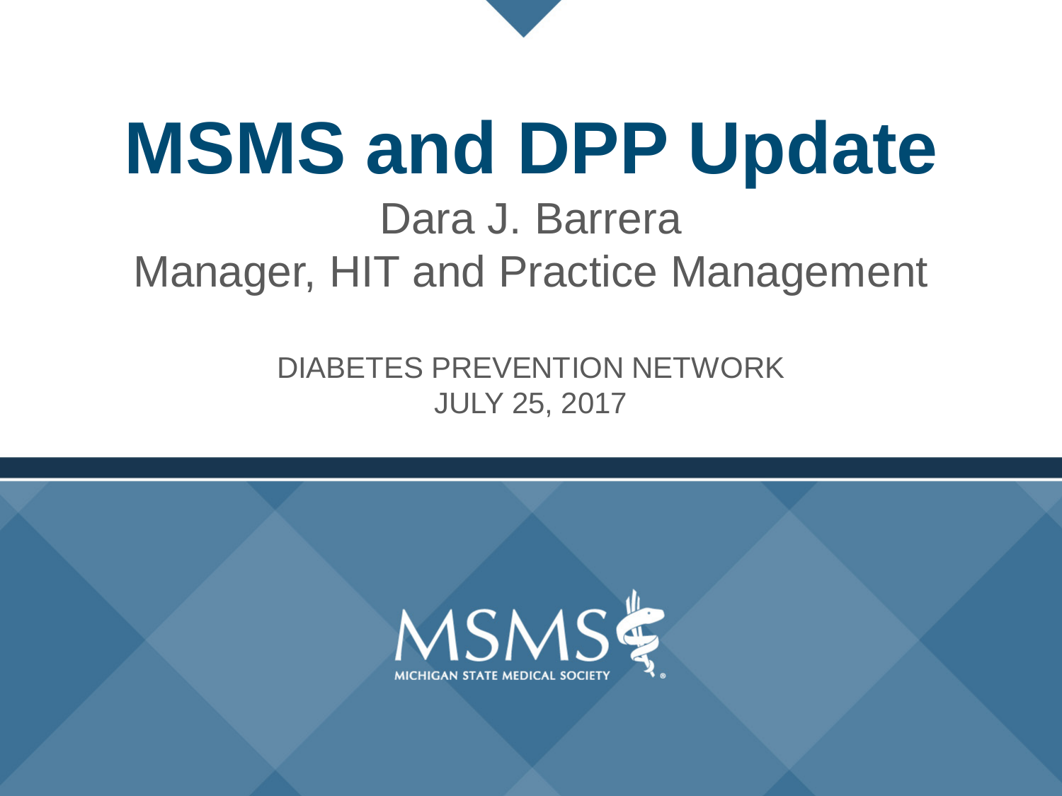# MSMS and DPP Update

Dara J. Barrera

Manager, HIT and Practice Management

DIABETES PREVENTION NETWORK

JULY 25, 2017

MSMS

MICHIGAN STATE MEDICAL SOCIETY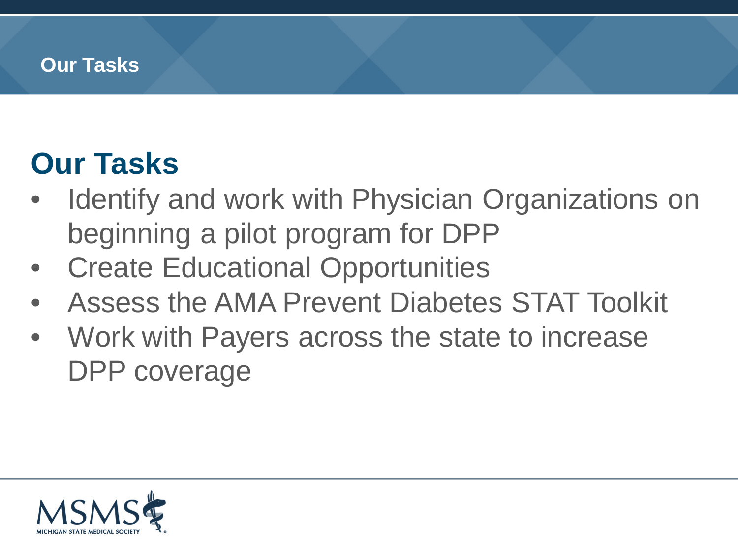# Our Tasks

## Our Tasks

- Identify and work with Physician Organizations on beginning a pilot program for DPP
- Create Educational Opportunities
- Assess the AMA Prevent Diabetes STAT Toolkit
- Work with Payers across the state to increase DPP coverage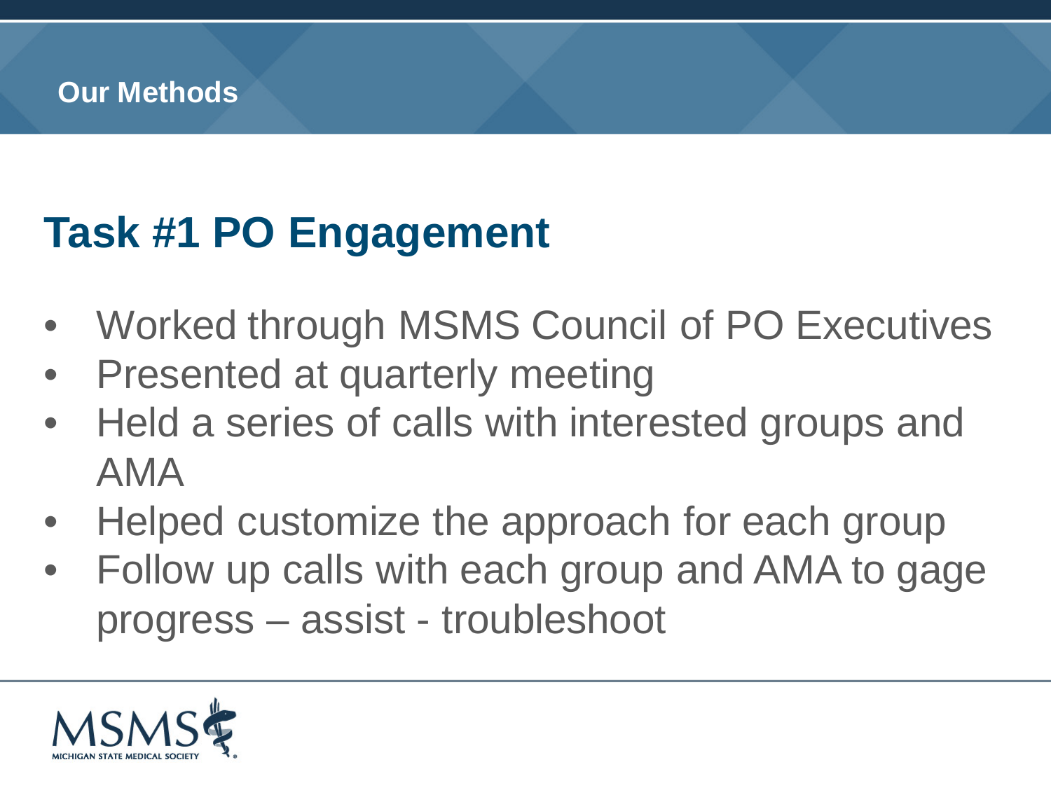## Our Methods

# Task #1 PO Engagement

- Worked through MSMS Council of PO Executives
- Presented at quarterly meeting
- Held a series of calls with interested groups and AMA
- Helped customize the approach for each group
- Follow up calls with each group and AMA to gage progress – assist - troubleshoot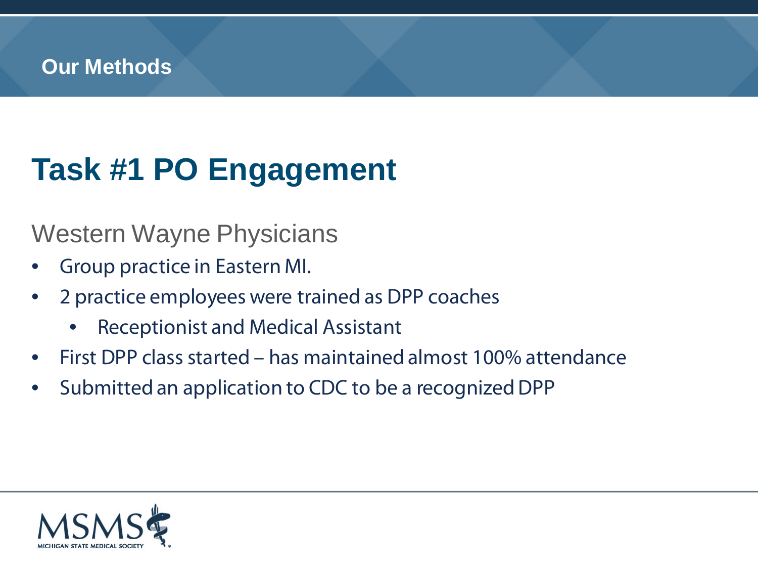## Our Methods

# Task #1 PO Engagement

### Western Wayne Physicians

- Group practice in Eastern MI.
- 2 practice employees were trained as DPP coaches
  - Receptionist and Medical Assistant
- First DPP class started – has maintained almost 100% attendance
- Submitted an application to CDC to be a recognized DPP

MSMS MICHIGAN STATE MEDICAL SOCIETY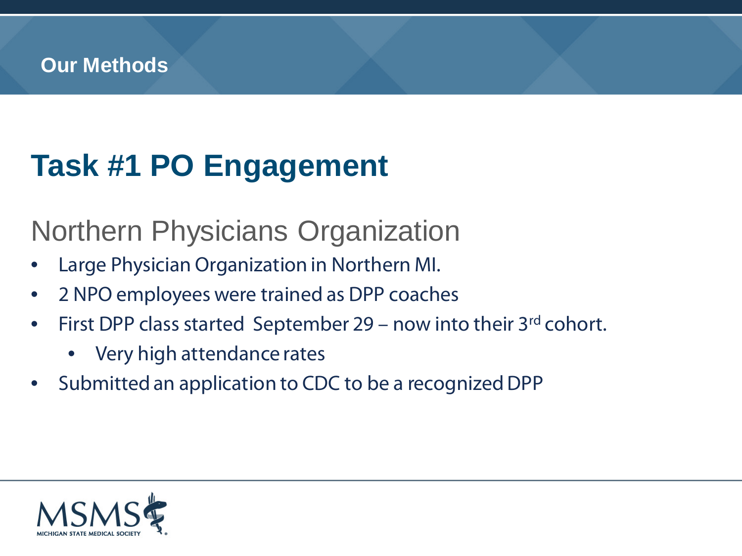Our Methods

# Task #1 PO Engagement

## Northern Physicians Organization

- Large Physician Organization in Northern MI.
- 2 NPO employees were trained as DPP coaches
- First DPP class started September 29 – now into their 3rd cohort.
  - Very high attendance rates
- Submitted an application to CDC to be a recognized DPP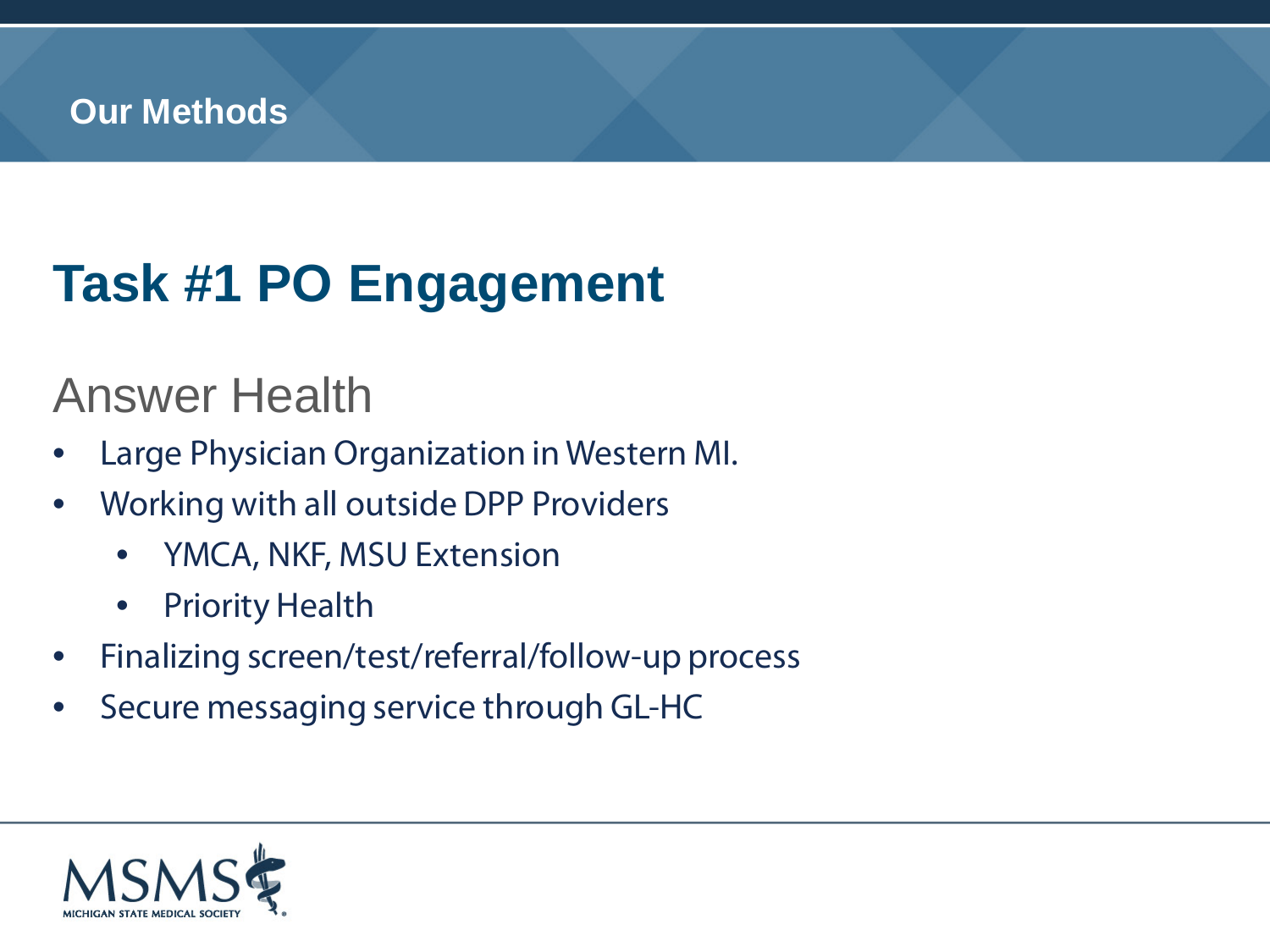## Our Methods

# Task #1 PO Engagement

### Answer Health

- Large Physician Organization in Western MI.
- Working with all outside DPP Providers
  - YMCA, NKF, MSU Extension
  - Priority Health
- Finalizing screen/test/referral/follow-up process
- Secure messaging service through GL-HC

MSMS MICHIGAN STATE MEDICAL SOCIETY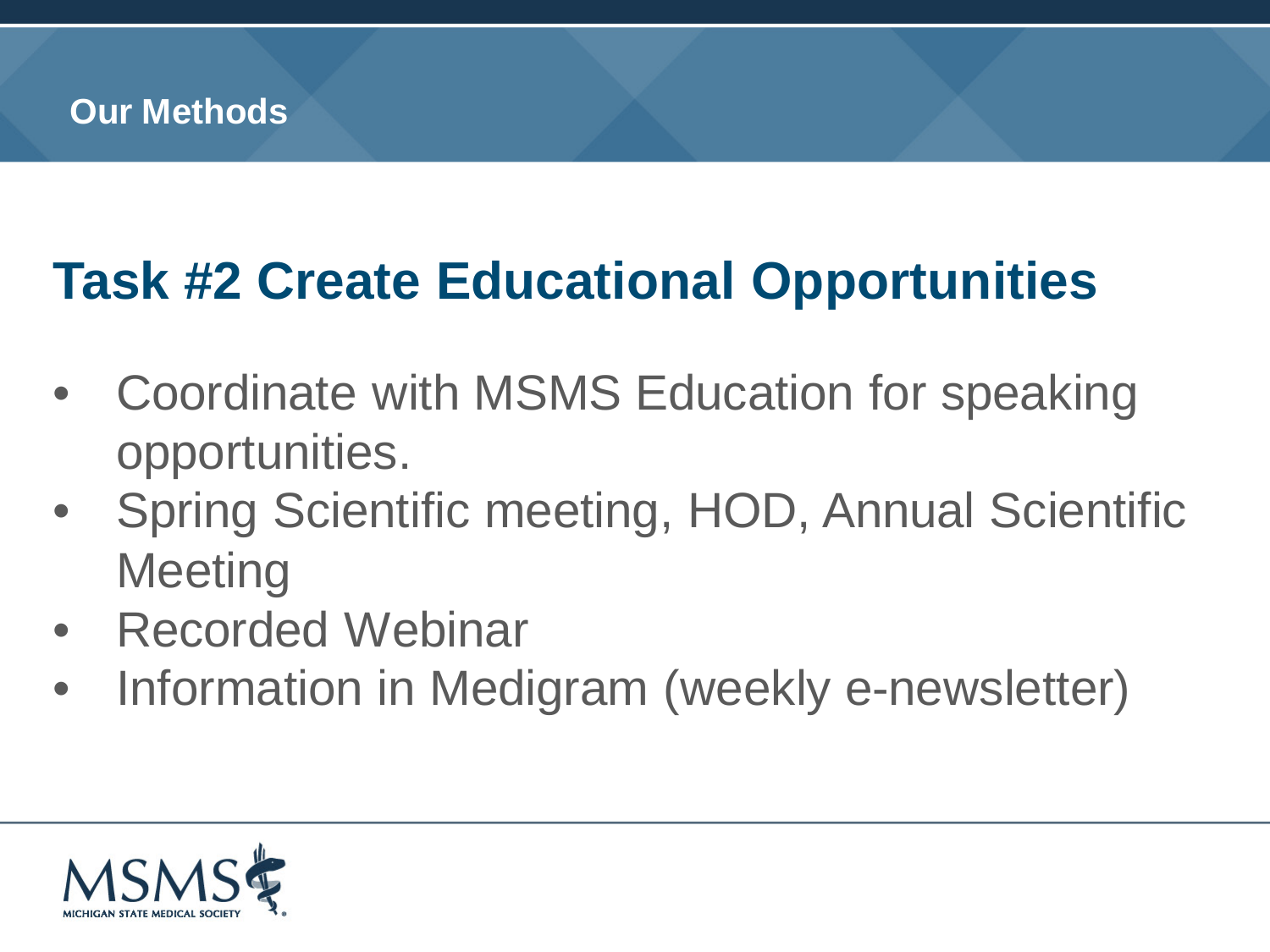**Our Methods**

## Task #2 Create Educational Opportunities

- Coordinate with MSMS Education for speaking opportunities.
- Spring Scientific meeting, HOD, Annual Scientific Meeting
- Recorded Webinar
- Information in Medigram (weekly e-newsletter)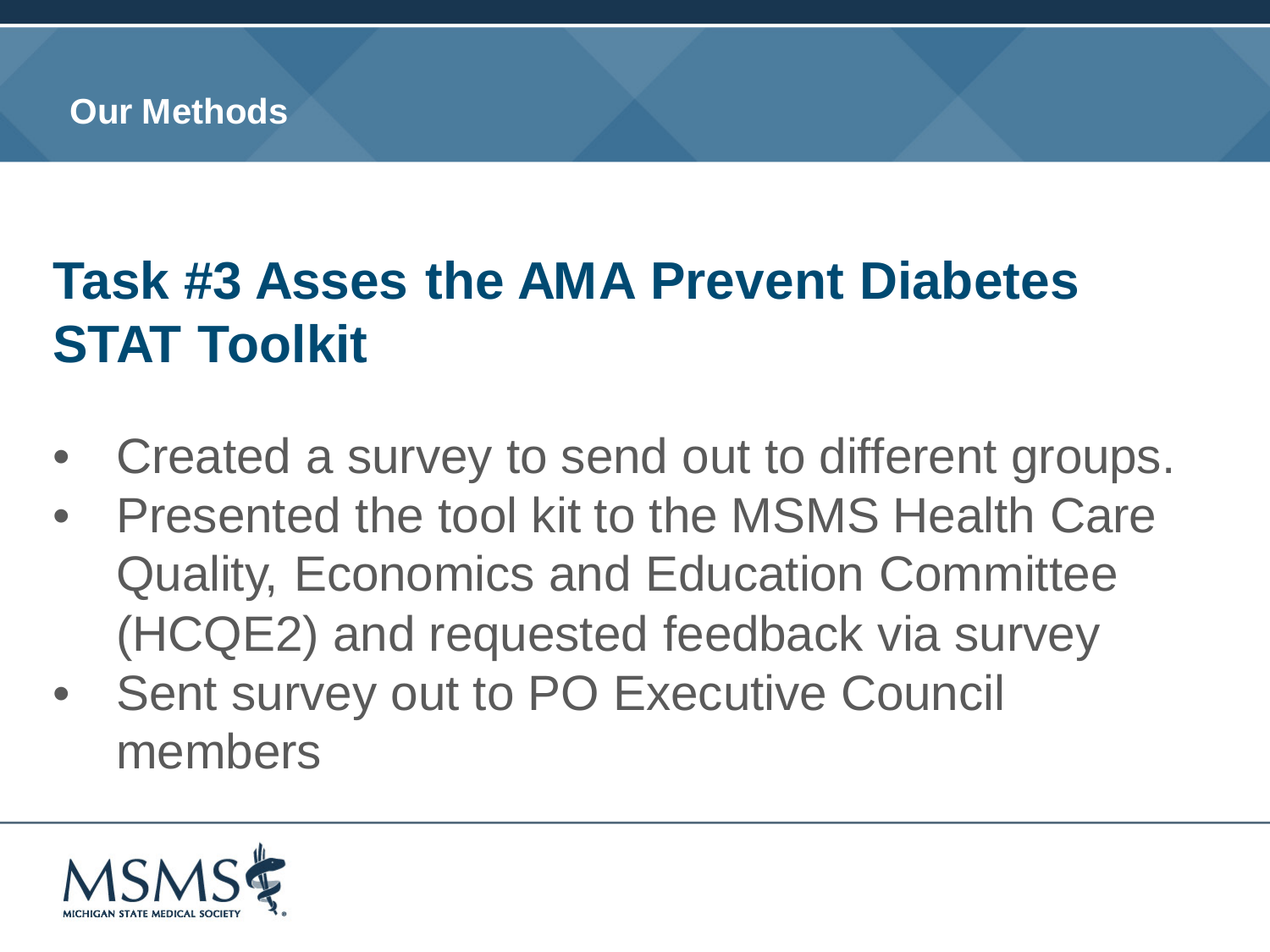## Our Methods

# Task #3 Asses the AMA Prevent Diabetes STAT Toolkit

- Created a survey to send out to different groups.
- Presented the tool kit to the MSMS Health Care Quality, Economics and Education Committee (HCQE2) and requested feedback via survey
- Sent survey out to PO Executive Council members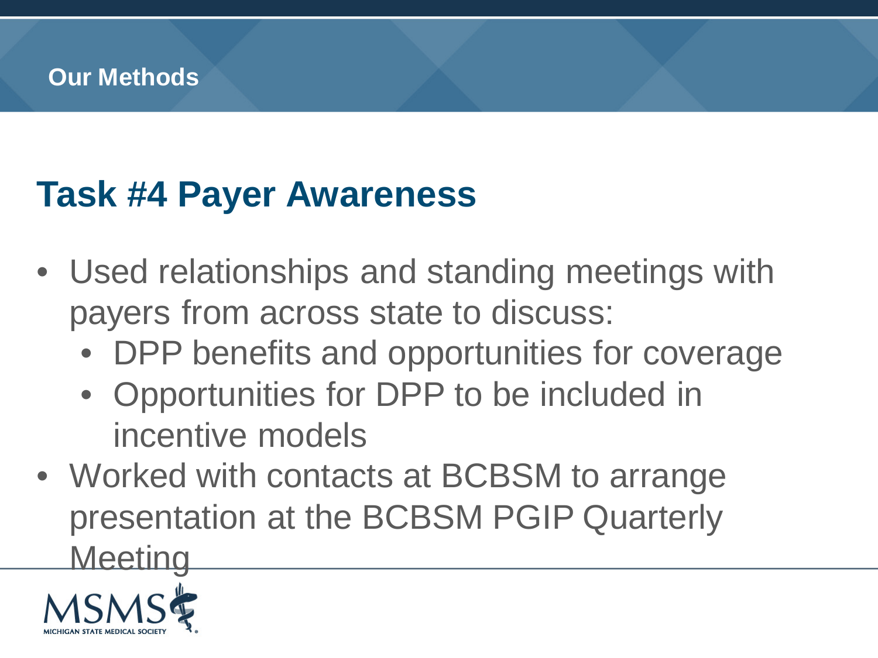Our Methods

## Task #4 Payer Awareness

- Used relationships and standing meetings with payers from across state to discuss:
  - DPP benefits and opportunities for coverage
  - Opportunities for DPP to be included in incentive models
- Worked with contacts at BCBSM to arrange presentation at the BCBSM PGIP Quarterly Meeting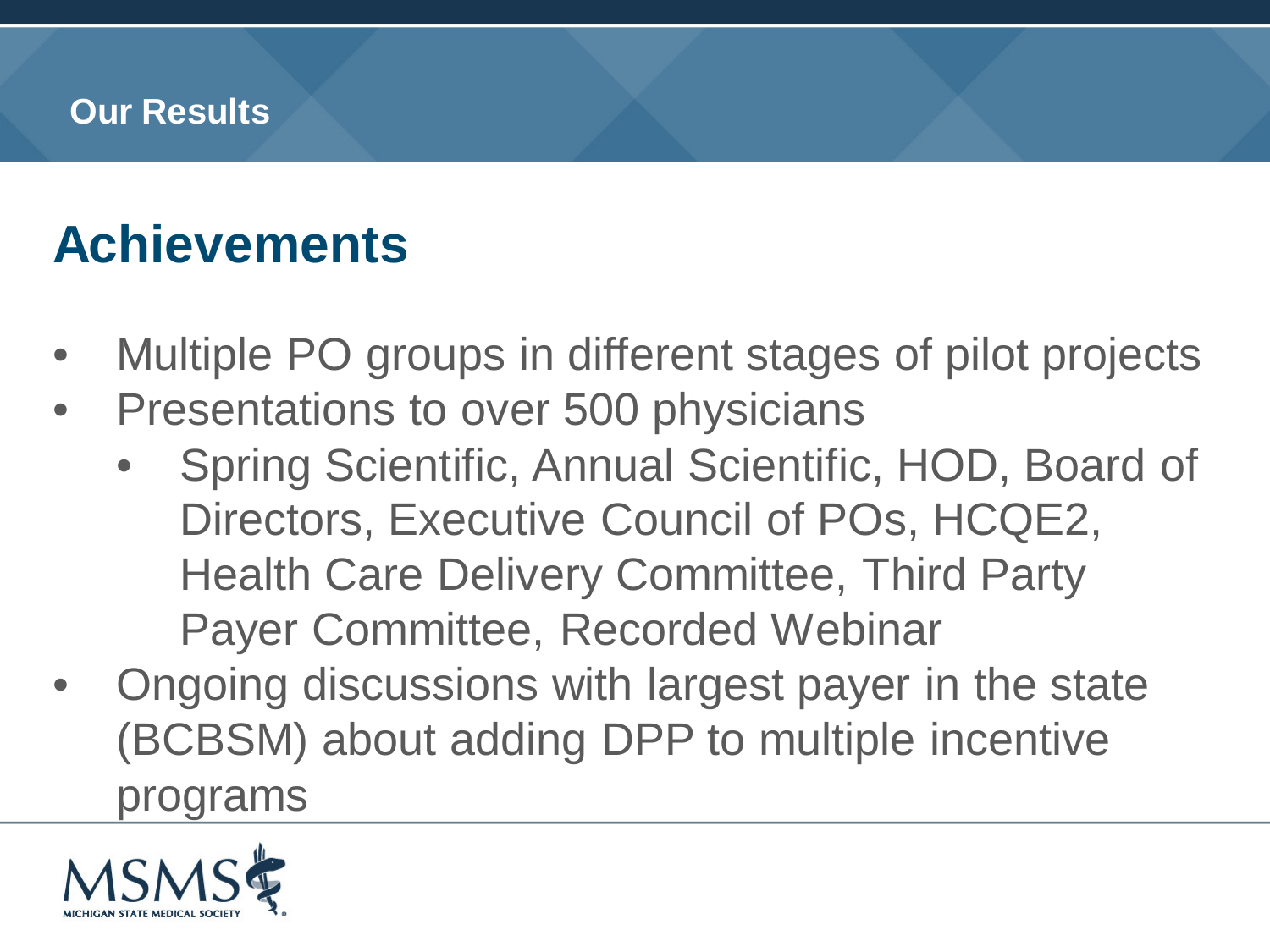Our Results

# Achievements

- Multiple PO groups in different stages of pilot projects
- Presentations to over 500 physicians
  - Spring Scientific, Annual Scientific, HOD, Board of Directors, Executive Council of POs, HCQE2, Health Care Delivery Committee, Third Party Payer Committee, Recorded Webinar
- Ongoing discussions with largest payer in the state (BCBSM) about adding DPP to multiple incentive programs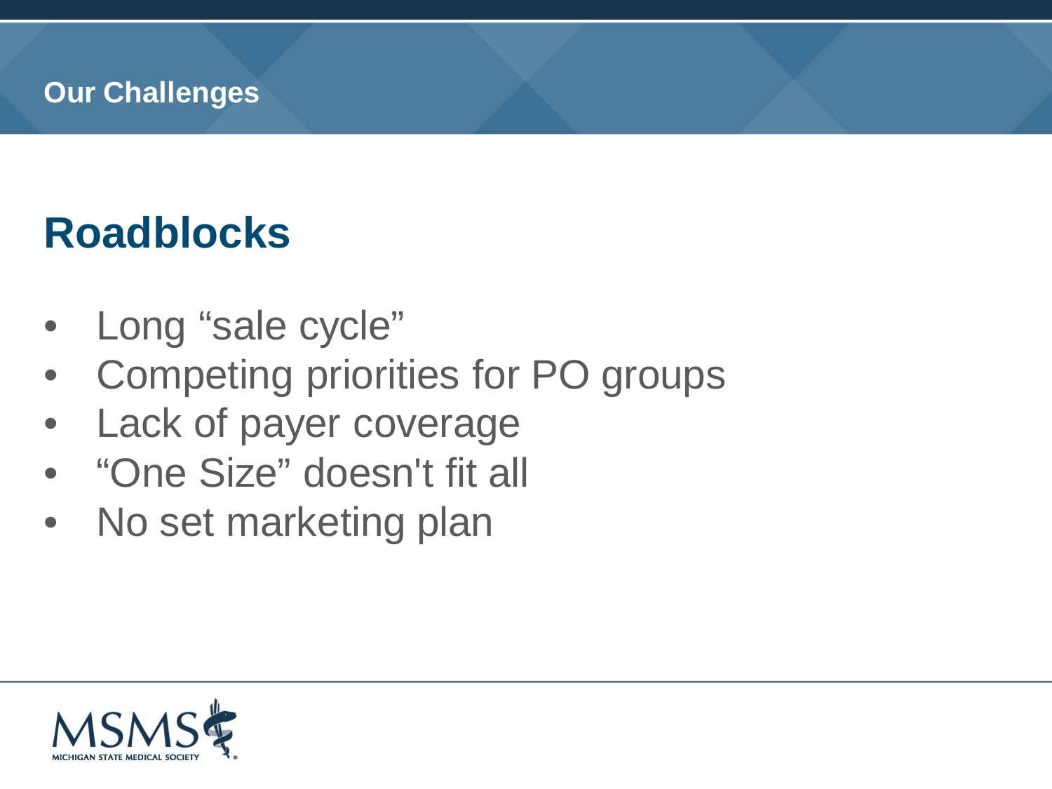Our Challenges

# Roadblocks

- Long “sale cycle”
- Competing priorities for PO groups
- Lack of payer coverage
- “One Size” doesn't fit all
- No set marketing plan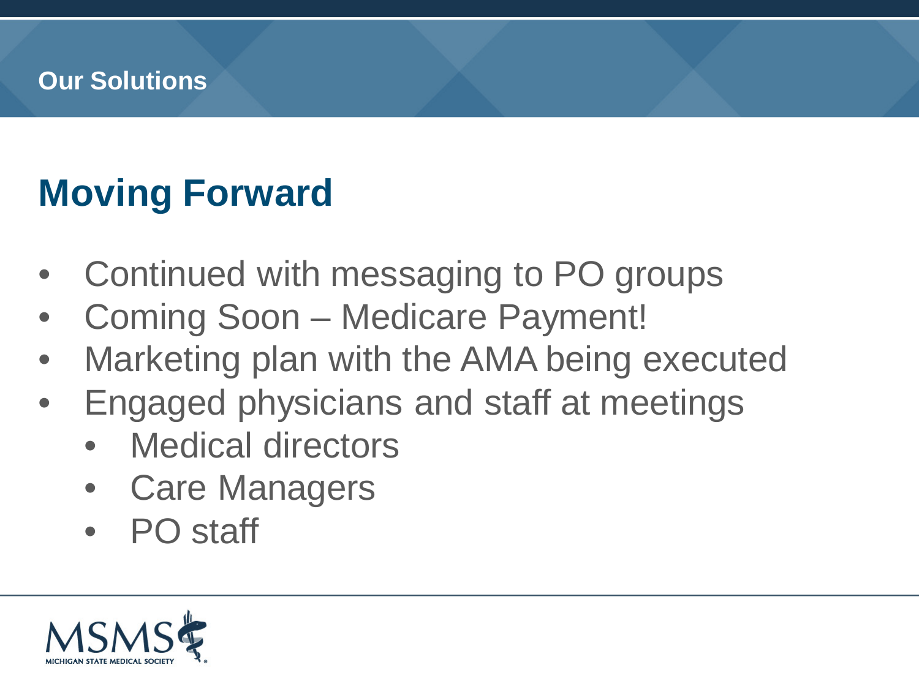Our Solutions

# Moving Forward

- Continued with messaging to PO groups
- Coming Soon – Medicare Payment!
- Marketing plan with the AMA being executed
- Engaged physicians and staff at meetings
  - Medical directors
  - Care Managers
  - PO staff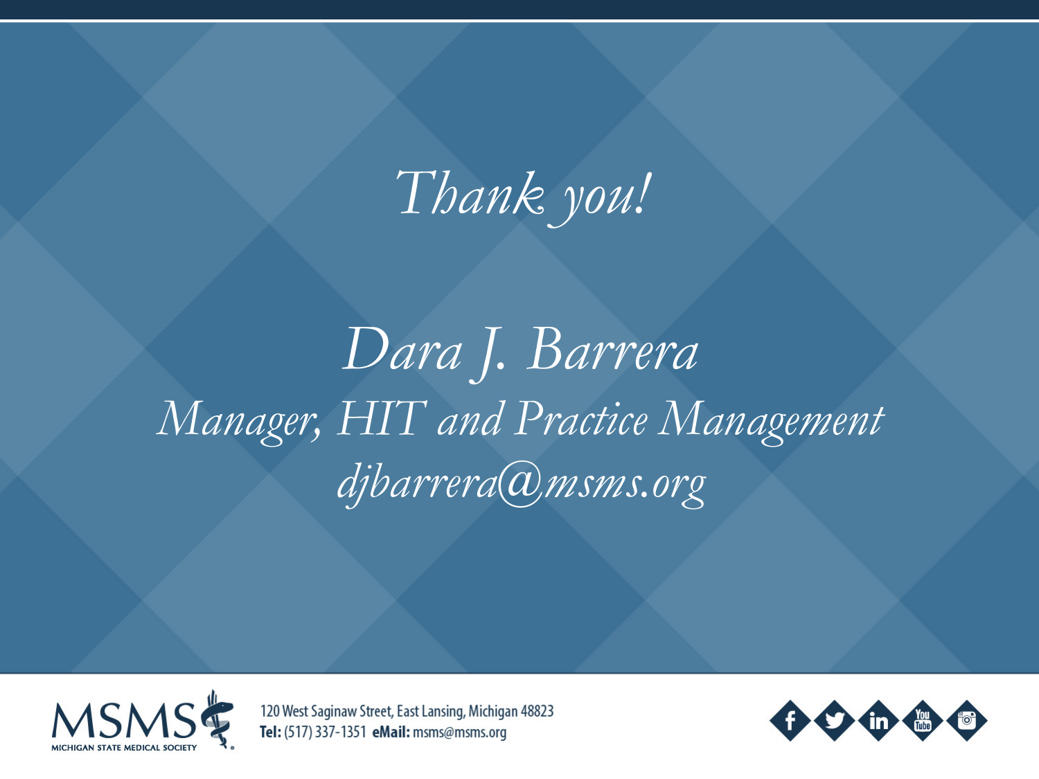*Thank you!*

*Dara J. Barrera*
*Manager, HIT and Practice Management*
*djbarrera@msms.org*

MSMS MICHIGAN STATE MEDICAL SOCIETY

120 West Saginaw Street, East Lansing, Michigan 48823
**Tel:** (517) 337-1351 **eMail:** msms@msms.org